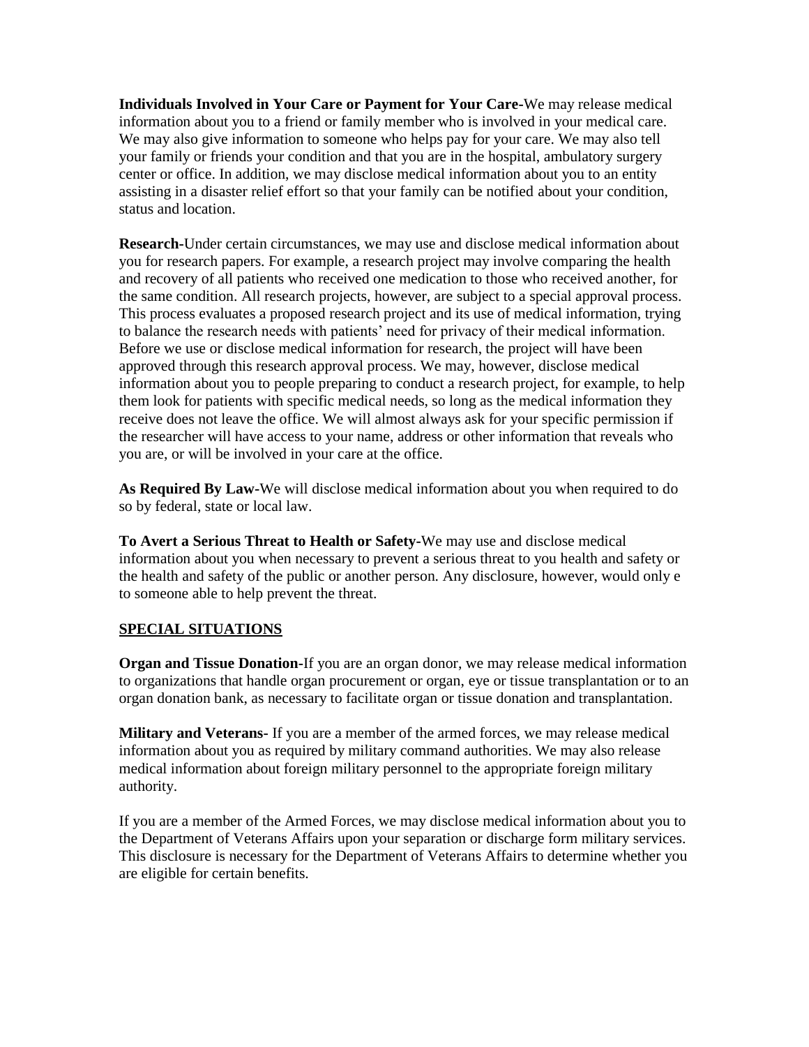**Individuals Involved in Your Care or Payment for Your Care-**We may release medical information about you to a friend or family member who is involved in your medical care. We may also give information to someone who helps pay for your care. We may also tell your family or friends your condition and that you are in the hospital, ambulatory surgery center or office. In addition, we may disclose medical information about you to an entity assisting in a disaster relief effort so that your family can be notified about your condition, status and location.

**Research-**Under certain circumstances, we may use and disclose medical information about you for research papers. For example, a research project may involve comparing the health and recovery of all patients who received one medication to those who received another, for the same condition. All research projects, however, are subject to a special approval process. This process evaluates a proposed research project and its use of medical information, trying to balance the research needs with patients' need for privacy of their medical information. Before we use or disclose medical information for research, the project will have been approved through this research approval process. We may, however, disclose medical information about you to people preparing to conduct a research project, for example, to help them look for patients with specific medical needs, so long as the medical information they receive does not leave the office. We will almost always ask for your specific permission if the researcher will have access to your name, address or other information that reveals who you are, or will be involved in your care at the office.

**As Required By Law-**We will disclose medical information about you when required to do so by federal, state or local law.

**To Avert a Serious Threat to Health or Safety-**We may use and disclose medical information about you when necessary to prevent a serious threat to you health and safety or the health and safety of the public or another person. Any disclosure, however, would only e to someone able to help prevent the threat.

## SPECIAL SITUATIONS

**Organ and Tissue Donation-**If you are an organ donor, we may release medical information to organizations that handle organ procurement or organ, eye or tissue transplantation or to an organ donation bank, as necessary to facilitate organ or tissue donation and transplantation.

**Military and Veterans-** If you are a member of the armed forces, we may release medical information about you as required by military command authorities. We may also release medical information about foreign military personnel to the appropriate foreign military authority.

If you are a member of the Armed Forces, we may disclose medical information about you to the Department of Veterans Affairs upon your separation or discharge form military services. This disclosure is necessary for the Department of Veterans Affairs to determine whether you are eligible for certain benefits.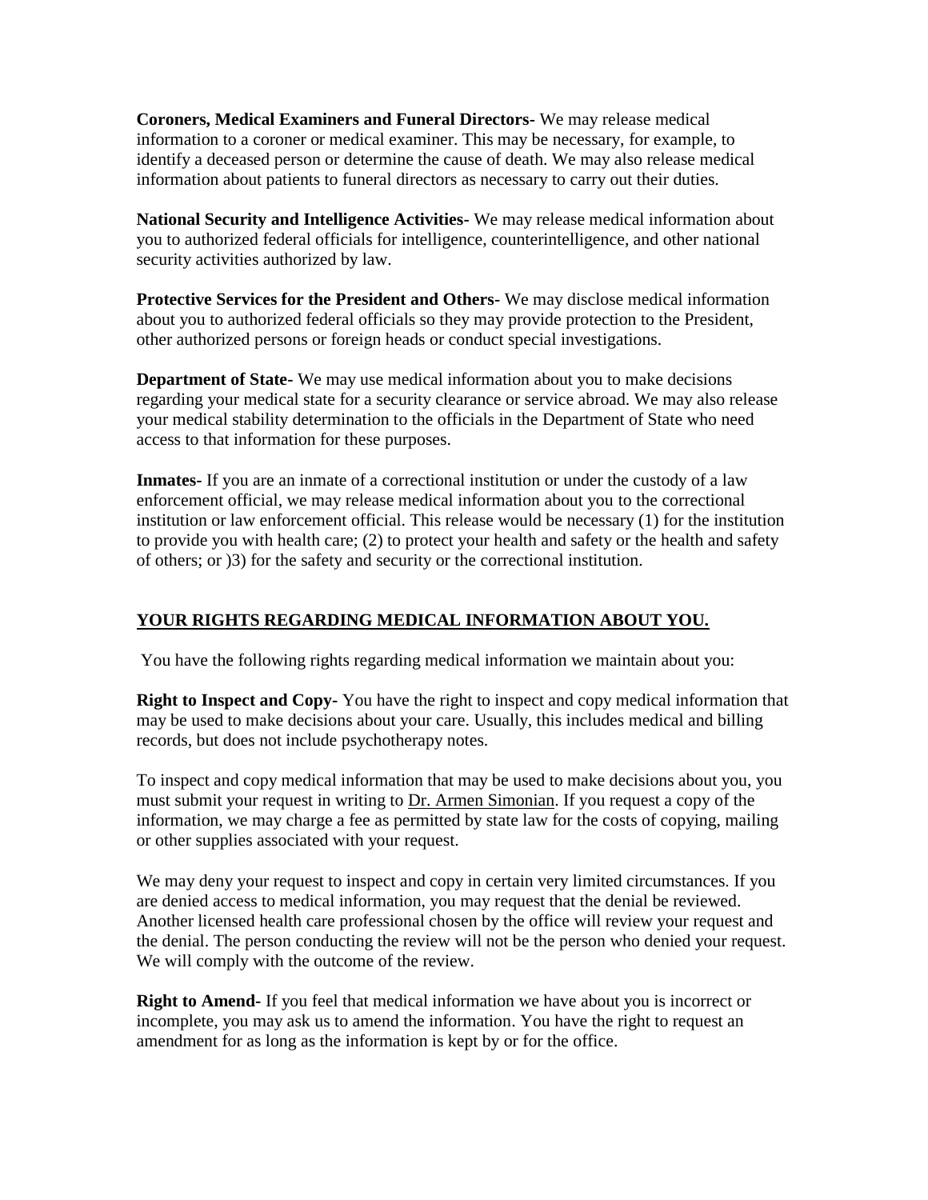**Coroners, Medical Examiners and Funeral Directors-** We may release medical information to a coroner or medical examiner. This may be necessary, for example, to identify a deceased person or determine the cause of death. We may also release medical information about patients to funeral directors as necessary to carry out their duties.

**National Security and Intelligence Activities-** We may release medical information about you to authorized federal officials for intelligence, counterintelligence, and other national security activities authorized by law.

**Protective Services for the President and Others-** We may disclose medical information about you to authorized federal officials so they may provide protection to the President, other authorized persons or foreign heads or conduct special investigations.

**Department of State-** We may use medical information about you to make decisions regarding your medical state for a security clearance or service abroad. We may also release your medical stability determination to the officials in the Department of State who need access to that information for these purposes.

**Inmates-** If you are an inmate of a correctional institution or under the custody of a law enforcement official, we may release medical information about you to the correctional institution or law enforcement official. This release would be necessary (1) for the institution to provide you with health care; (2) to protect your health and safety or the health and safety of others; or )3) for the safety and security or the correctional institution.

## YOUR RIGHTS REGARDING MEDICAL INFORMATION ABOUT YOU.

You have the following rights regarding medical information we maintain about you:

**Right to Inspect and Copy-** You have the right to inspect and copy medical information that may be used to make decisions about your care. Usually, this includes medical and billing records, but does not include psychotherapy notes.

To inspect and copy medical information that may be used to make decisions about you, you must submit your request in writing to Dr. Armen Simonian. If you request a copy of the information, we may charge a fee as permitted by state law for the costs of copying, mailing or other supplies associated with your request.

We may deny your request to inspect and copy in certain very limited circumstances. If you are denied access to medical information, you may request that the denial be reviewed. Another licensed health care professional chosen by the office will review your request and the denial. The person conducting the review will not be the person who denied your request. We will comply with the outcome of the review.

**Right to Amend-** If you feel that medical information we have about you is incorrect or incomplete, you may ask us to amend the information. You have the right to request an amendment for as long as the information is kept by or for the office.